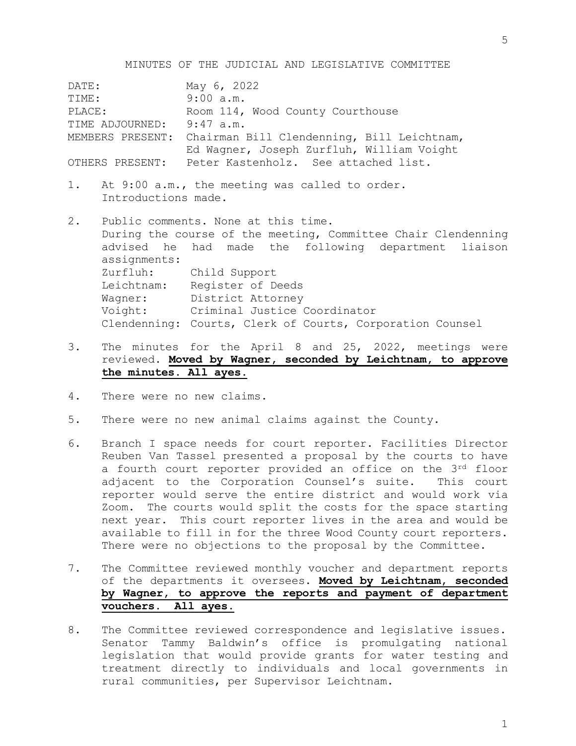# MINUTES OF THE JUDICIAL AND LEGISLATIVE COMMITTEE

| | |
|---|---|
| DATE: | May 6, 2022 |
| TIME: | 9:00 a.m. |
| PLACE: | Room 114, Wood County Courthouse |
| TIME ADJOURNED: | 9:47 a.m. |
| MEMBERS PRESENT: | Chairman Bill Clendenning, Bill Leichtnam, Ed Wagner, Joseph Zurfluh, William Voight |
| OTHERS PRESENT: | Peter Kastenholz. See attached list. |

1. At 9:00 a.m., the meeting was called to order. Introductions made.

2. Public comments. None at this time.
   During the course of the meeting, Committee Chair Clendenning advised he had made the following department liaison assignments:
   Zurfluh: Child Support
   Leichtnam: Register of Deeds
   Wagner: District Attorney
   Voight: Criminal Justice Coordinator
   Clendenning: Courts, Clerk of Courts, Corporation Counsel

3. The minutes for the April 8 and 25, 2022, meetings were reviewed. **Moved by Wagner, seconded by Leichtnam, to approve the minutes. All ayes.**

4. There were no new claims.

5. There were no new animal claims against the County.

6. Branch I space needs for court reporter. Facilities Director Reuben Van Tassel presented a proposal by the courts to have a fourth court reporter provided an office on the 3rd floor adjacent to the Corporation Counsel's suite. This court reporter would serve the entire district and would work via Zoom. The courts would split the costs for the space starting next year. This court reporter lives in the area and would be available to fill in for the three Wood County court reporters. There were no objections to the proposal by the Committee.

7. The Committee reviewed monthly voucher and department reports of the departments it oversees. **Moved by Leichtnam, seconded by Wagner, to approve the reports and payment of department vouchers. All ayes.**

8. The Committee reviewed correspondence and legislative issues. Senator Tammy Baldwin's office is promulgating national legislation that would provide grants for water testing and treatment directly to individuals and local governments in rural communities, per Supervisor Leichtnam.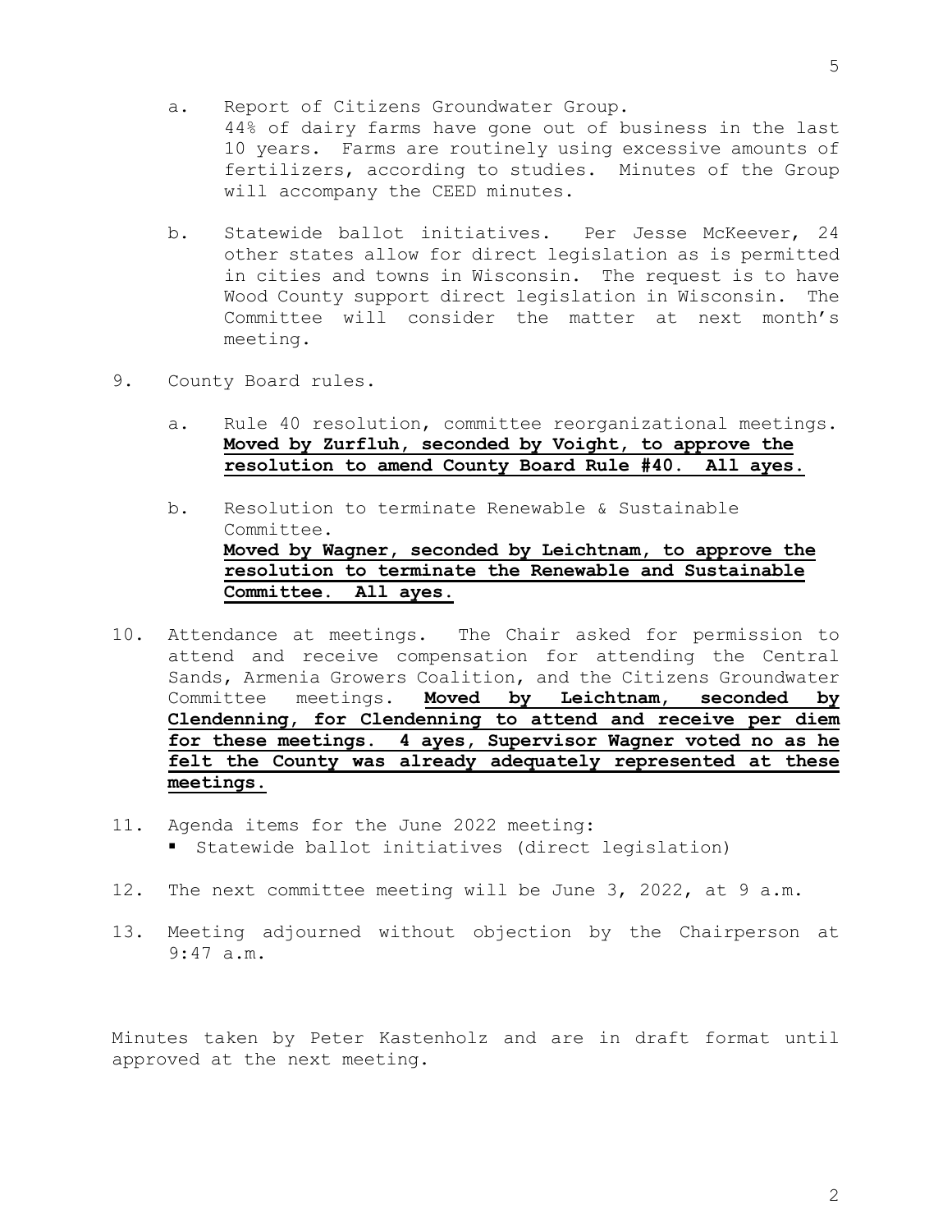a. Report of Citizens Groundwater Group.
   44% of dairy farms have gone out of business in the last 10 years. Farms are routinely using excessive amounts of fertilizers, according to studies. Minutes of the Group will accompany the CEED minutes.

b. Statewide ballot initiatives. Per Jesse McKeever, 24 other states allow for direct legislation as is permitted in cities and towns in Wisconsin. The request is to have Wood County support direct legislation in Wisconsin. The Committee will consider the matter at next month's meeting.

9. County Board rules.

   a. Rule 40 resolution, committee reorganizational meetings. **Moved by Zurfluh, seconded by Voight, to approve the resolution to amend County Board Rule #40. All ayes.**

   b. Resolution to terminate Renewable & Sustainable Committee.
   **Moved by Wagner, seconded by Leichtnam, to approve the resolution to terminate the Renewable and Sustainable Committee. All ayes.**

10. Attendance at meetings. The Chair asked for permission to attend and receive compensation for attending the Central Sands, Armenia Growers Coalition, and the Citizens Groundwater Committee meetings. **Moved by Leichtnam, seconded by Clendenning, for Clendenning to attend and receive per diem for these meetings. 4 ayes, Supervisor Wagner voted no as he felt the County was already adequately represented at these meetings.**

11. Agenda items for the June 2022 meeting:
    - Statewide ballot initiatives (direct legislation)

12. The next committee meeting will be June 3, 2022, at 9 a.m.

13. Meeting adjourned without objection by the Chairperson at 9:47 a.m.

Minutes taken by Peter Kastenholz and are in draft format until approved at the next meeting.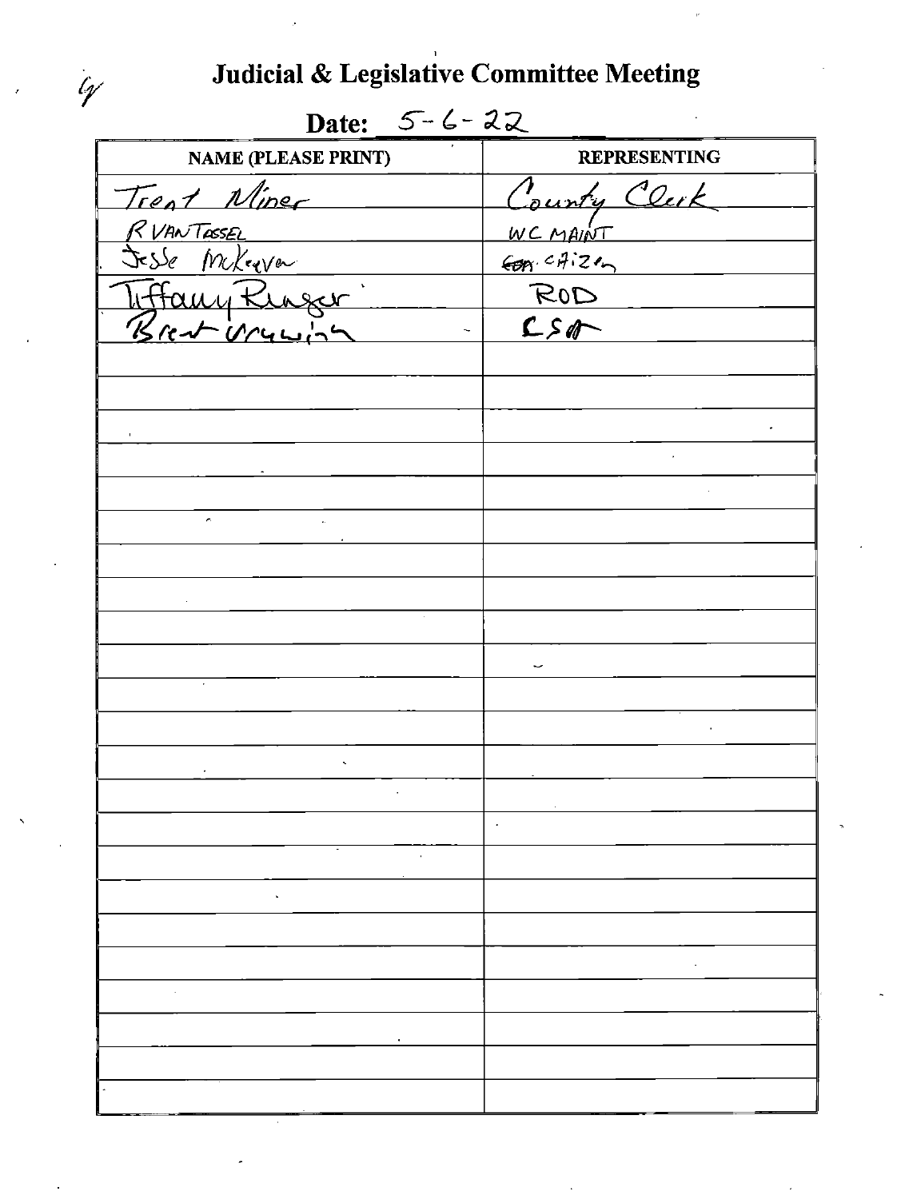# Judicial & Legislative Committee Meeting

Date: 5-6-22

| NAME (PLEASE PRINT) | REPRESENTING |
| --- | --- |
| Trent Miner | County Clerk |
| R VANTASSEL | WC MAINT |
| Jesse McKeever | Citizen |
| Tiffany Ringer | ROD |
| Brent Urwin | CSO |
| | |
| | |
| | |
| | |
| | |
| | |
| | |
| | |
| | |
| | |
| | |
| | |
| | |
| | |
| | |
| | |
| | |
| | |
| | |
| | |
| | |
| | |
| | |